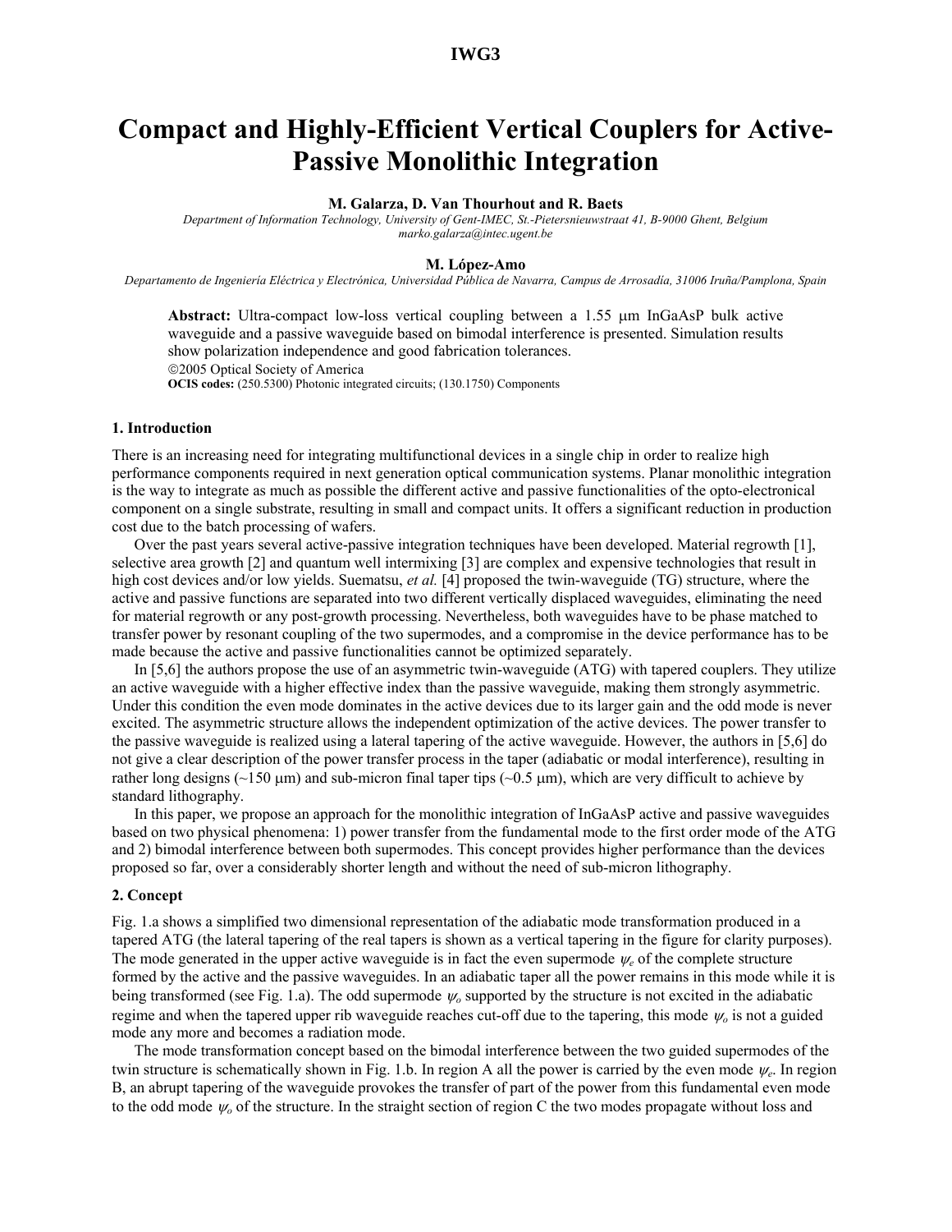# Compact and Highly-Efficient Vertical Couplers for Active-Passive Monolithic Integration

**M. Galarza, D. Van Thourhout and R. Baets**

*Department of Information Technology, University of Gent-IMEC, St.-Pietersnieuwstraat 41, B-9000 Ghent, Belgium*
*marko.galarza@intec.ugent.be*

**M. López-Amo**

*Departamento de Ingeniería Eléctrica y Electrónica, Universidad Pública de Navarra, Campus de Arrosadía, 31006 Iruña/Pamplona, Spain*

**Abstract:** Ultra-compact low-loss vertical coupling between a 1.55 μm InGaAsP bulk active waveguide and a passive waveguide based on bimodal interference is presented. Simulation results show polarization independence and good fabrication tolerances.

©2005 Optical Society of America

**OCIS codes:** (250.5300) Photonic integrated circuits; (130.1750) Components

## 1. Introduction

There is an increasing need for integrating multifunctional devices in a single chip in order to realize high performance components required in next generation optical communication systems. Planar monolithic integration is the way to integrate as much as possible the different active and passive functionalities of the opto-electronical component on a single substrate, resulting in small and compact units. It offers a significant reduction in production cost due to the batch processing of wafers.

Over the past years several active-passive integration techniques have been developed. Material regrowth [1], selective area growth [2] and quantum well intermixing [3] are complex and expensive technologies that result in high cost devices and/or low yields. Suematsu, *et al.* [4] proposed the twin-waveguide (TG) structure, where the active and passive functions are separated into two different vertically displaced waveguides, eliminating the need for material regrowth or any post-growth processing. Nevertheless, both waveguides have to be phase matched to transfer power by resonant coupling of the two supermodes, and a compromise in the device performance has to be made because the active and passive functionalities cannot be optimized separately.

In [5,6] the authors propose the use of an asymmetric twin-waveguide (ATG) with tapered couplers. They utilize an active waveguide with a higher effective index than the passive waveguide, making them strongly asymmetric. Under this condition the even mode dominates in the active devices due to its larger gain and the odd mode is never excited. The asymmetric structure allows the independent optimization of the active devices. The power transfer to the passive waveguide is realized using a lateral tapering of the active waveguide. However, the authors in [5,6] do not give a clear description of the power transfer process in the taper (adiabatic or modal interference), resulting in rather long designs (~150 μm) and sub-micron final taper tips (~0.5 μm), which are very difficult to achieve by standard lithography.

In this paper, we propose an approach for the monolithic integration of InGaAsP active and passive waveguides based on two physical phenomena: 1) power transfer from the fundamental mode to the first order mode of the ATG and 2) bimodal interference between both supermodes. This concept provides higher performance than the devices proposed so far, over a considerably shorter length and without the need of sub-micron lithography.

## 2. Concept

Fig. 1.a shows a simplified two dimensional representation of the adiabatic mode transformation produced in a tapered ATG (the lateral tapering of the real tapers is shown as a vertical tapering in the figure for clarity purposes). The mode generated in the upper active waveguide is in fact the even supermode $\psi_e$ of the complete structure formed by the active and the passive waveguides. In an adiabatic taper all the power remains in this mode while it is being transformed (see Fig. 1.a). The odd supermode $\psi_o$ supported by the structure is not excited in the adiabatic regime and when the tapered upper rib waveguide reaches cut-off due to the tapering, this mode $\psi_o$ is not a guided mode any more and becomes a radiation mode.

The mode transformation concept based on the bimodal interference between the two guided supermodes of the twin structure is schematically shown in Fig. 1.b. In region A all the power is carried by the even mode $\psi_e$. In region B, an abrupt tapering of the waveguide provokes the transfer of part of the power from this fundamental even mode to the odd mode $\psi_o$ of the structure. In the straight section of region C the two modes propagate without loss and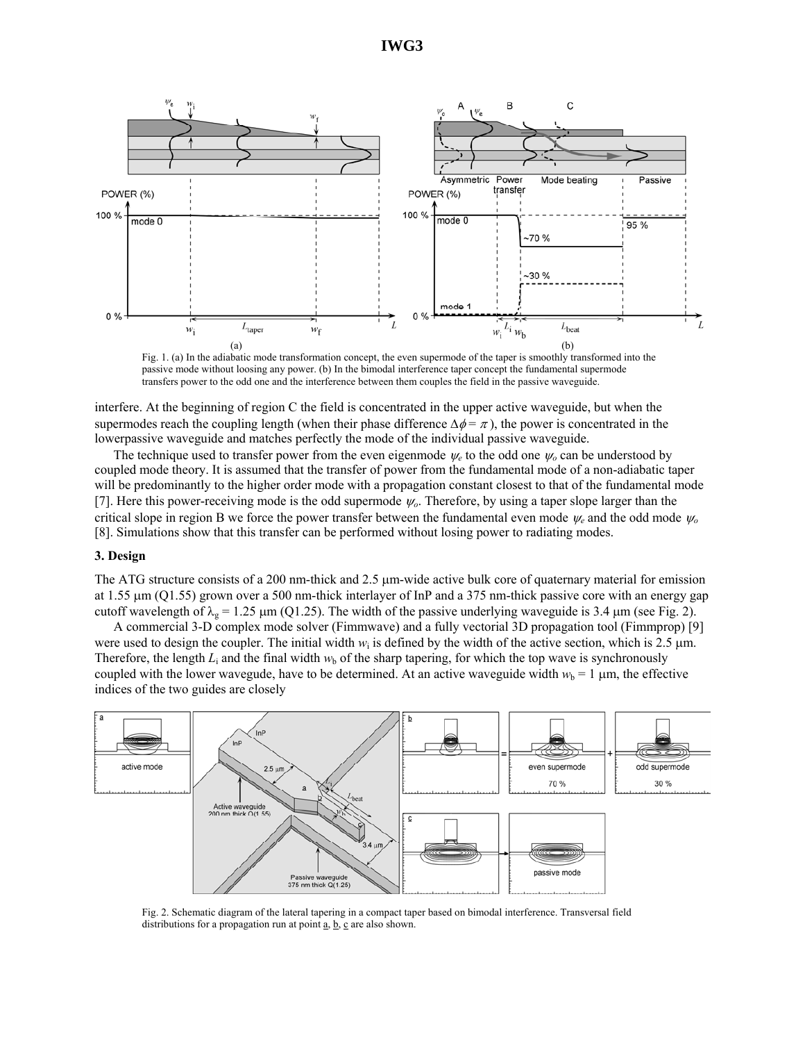Fig. 1. (a) In the adiabatic mode transformation concept, the even supermode of the taper is smoothly transformed into the passive mode without loosing any power. (b) In the bimodal interference taper concept the fundamental supermode transfers power to the odd one and the interference between them couples the field in the passive waveguide.

interfere. At the beginning of region C the field is concentrated in the upper active waveguide, but when the supermodes reach the coupling length (when their phase difference $\Delta\phi = \pi$), the power is concentrated in the lowerpassive waveguide and matches perfectly the mode of the individual passive waveguide.

The technique used to transfer power from the even eigenmode $\psi_e$ to the odd one $\psi_o$ can be understood by coupled mode theory. It is assumed that the transfer of power from the fundamental mode of a non-adiabatic taper will be predominantly to the higher order mode with a propagation constant closest to that of the fundamental mode [7]. Here this power-receiving mode is the odd supermode $\psi_o$. Therefore, by using a taper slope larger than the critical slope in region B we force the power transfer between the fundamental even mode $\psi_e$ and the odd mode $\psi_o$ [8]. Simulations show that this transfer can be performed without losing power to radiating modes.

### 3. Design

The ATG structure consists of a 200 nm-thick and 2.5 μm-wide active bulk core of quaternary material for emission at 1.55 μm (Q1.55) grown over a 500 nm-thick interlayer of InP and a 375 nm-thick passive core with an energy gap cutoff wavelength of $\lambda_g = 1.25$ μm (Q1.25). The width of the passive underlying waveguide is 3.4 μm (see Fig. 2).

A commercial 3-D complex mode solver (Fimmwave) and a fully vectorial 3D propagation tool (Fimmprop) [9] were used to design the coupler. The initial width $w_i$ is defined by the width of the active section, which is 2.5 μm. Therefore, the length $L_i$ and the final width $w_b$ of the sharp tapering, for which the top wave is synchronously coupled with the lower wavegude, have to be determined. At an active waveguide width $w_b = 1$ μm, the effective indices of the two guides are closely

Fig. 2. Schematic diagram of the lateral tapering in a compact taper based on bimodal interference. Transversal field distributions for a propagation run at point a, b, c are also shown.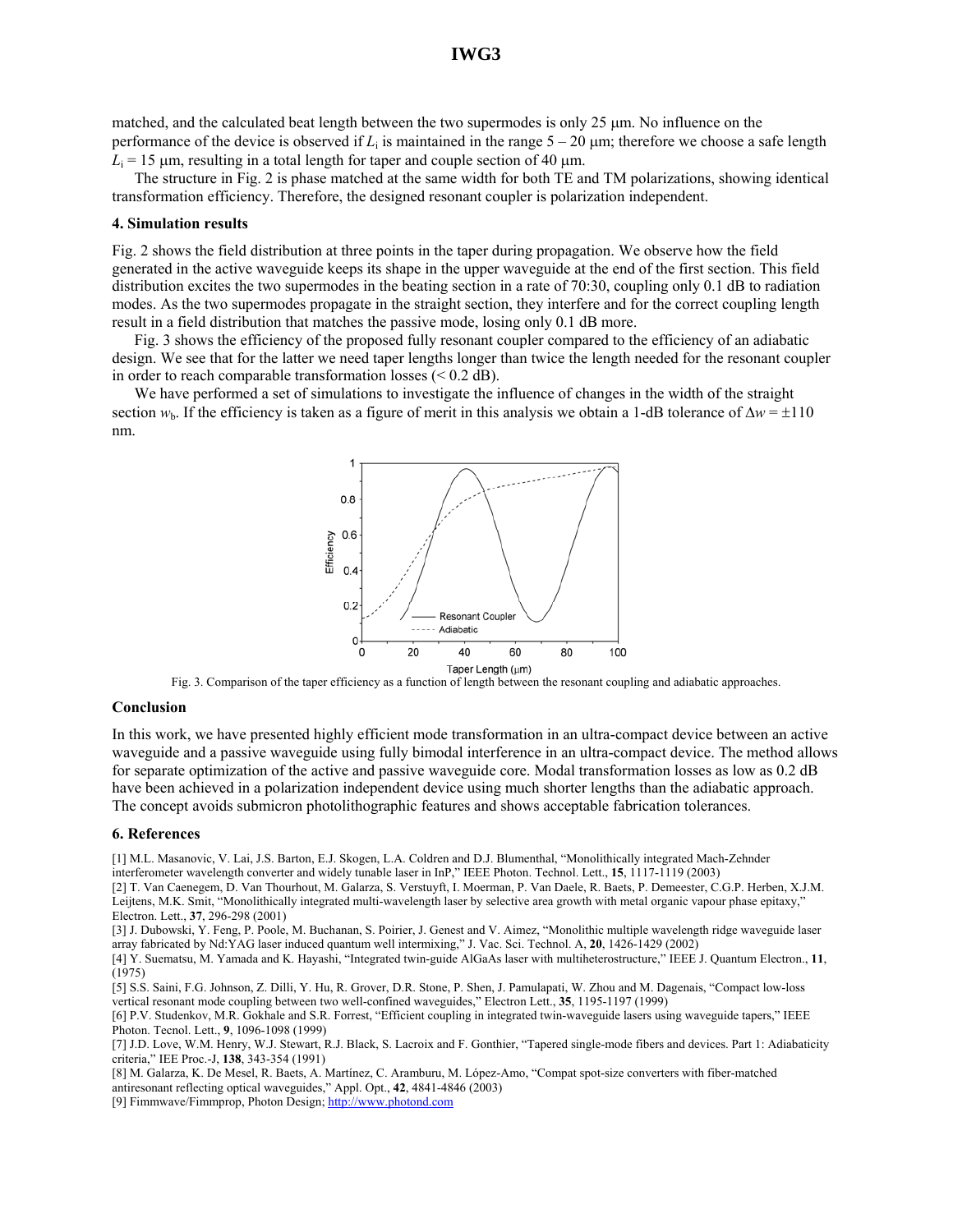matched, and the calculated beat length between the two supermodes is only 25 μm. No influence on the performance of the device is observed if $L_i$ is maintained in the range 5 – 20 μm; therefore we choose a safe length $L_i$ = 15 μm, resulting in a total length for taper and couple section of 40 μm.

The structure in Fig. 2 is phase matched at the same width for both TE and TM polarizations, showing identical transformation efficiency. Therefore, the designed resonant coupler is polarization independent.

## 4. Simulation results

Fig. 2 shows the field distribution at three points in the taper during propagation. We observe how the field generated in the active waveguide keeps its shape in the upper waveguide at the end of the first section. This field distribution excites the two supermodes in the beating section in a rate of 70:30, coupling only 0.1 dB to radiation modes. As the two supermodes propagate in the straight section, they interfere and for the correct coupling length result in a field distribution that matches the passive mode, losing only 0.1 dB more.

Fig. 3 shows the efficiency of the proposed fully resonant coupler compared to the efficiency of an adiabatic design. We see that for the latter we need taper lengths longer than twice the length needed for the resonant coupler in order to reach comparable transformation losses (< 0.2 dB).

We have performed a set of simulations to investigate the influence of changes in the width of the straight section $w_b$. If the efficiency is taken as a figure of merit in this analysis we obtain a 1-dB tolerance of $\Delta w = \pm 110$ nm.

Efficiency
1
0.8
0.6
0.4
0.2
0
0
20
40
60
80
100
Taper Length (μm)
Resonant Coupler
Adiabatic

Fig. 3. Comparison of the taper efficiency as a function of length between the resonant coupling and adiabatic approaches.

## Conclusion

In this work, we have presented highly efficient mode transformation in an ultra-compact device between an active waveguide and a passive waveguide using fully bimodal interference in an ultra-compact device. The method allows for separate optimization of the active and passive waveguide core. Modal transformation losses as low as 0.2 dB have been achieved in a polarization independent device using much shorter lengths than the adiabatic approach. The concept avoids submicron photolithographic features and shows acceptable fabrication tolerances.

## 6. References

[1] M.L. Masanovic, V. Lai, J.S. Barton, E.J. Skogen, L.A. Coldren and D.J. Blumenthal, "Monolithically integrated Mach-Zehnder interferometer wavelength converter and widely tunable laser in InP," IEEE Photon. Technol. Lett., **15**, 1117-1119 (2003)

[2] T. Van Caenegem, D. Van Thourhout, M. Galarza, S. Verstuyft, I. Moerman, P. Van Daele, R. Baets, P. Demeester, C.G.P. Herben, X.J.M. Leijtens, M.K. Smit, "Monolithically integrated multi-wavelength laser by selective area growth with metal organic vapour phase epitaxy," Electron. Lett., **37**, 296-298 (2001)

[3] J. Dubowski, Y. Feng, P. Poole, M. Buchanan, S. Poirier, J. Genest and V. Aimez, "Monolithic multiple wavelength ridge waveguide laser array fabricated by Nd:YAG laser induced quantum well intermixing," J. Vac. Sci. Technol. A, **20**, 1426-1429 (2002)

[4] Y. Suematsu, M. Yamada and K. Hayashi, "Integrated twin-guide AlGaAs laser with multiheterostructure," IEEE J. Quantum Electron., **11**, (1975)

[5] S.S. Saini, F.G. Johnson, Z. Dilli, Y. Hu, R. Grover, D.R. Stone, P. Shen, J. Pamulapati, W. Zhou and M. Dagenais, "Compact low-loss vertical resonant mode coupling between two well-confined waveguides," Electron Lett., **35**, 1195-1197 (1999)

[6] P.V. Studenkov, M.R. Gokhale and S.R. Forrest, "Efficient coupling in integrated twin-waveguide lasers using waveguide tapers," IEEE Photon. Tecnol. Lett., **9**, 1096-1098 (1999)

[7] J.D. Love, W.M. Henry, W.J. Stewart, R.J. Black, S. Lacroix and F. Gonthier, "Tapered single-mode fibers and devices. Part 1: Adiabaticity criteria," IEE Proc.-J, **138**, 343-354 (1991)

[8] M. Galarza, K. De Mesel, R. Baets, A. Martínez, C. Aramburu, M. López-Amo, "Compat spot-size converters with fiber-matched antiresonant reflecting optical waveguides," Appl. Opt., **42**, 4841-4846 (2003)

[9] Fimmwave/Fimmprop, Photon Design; http://www.photond.com